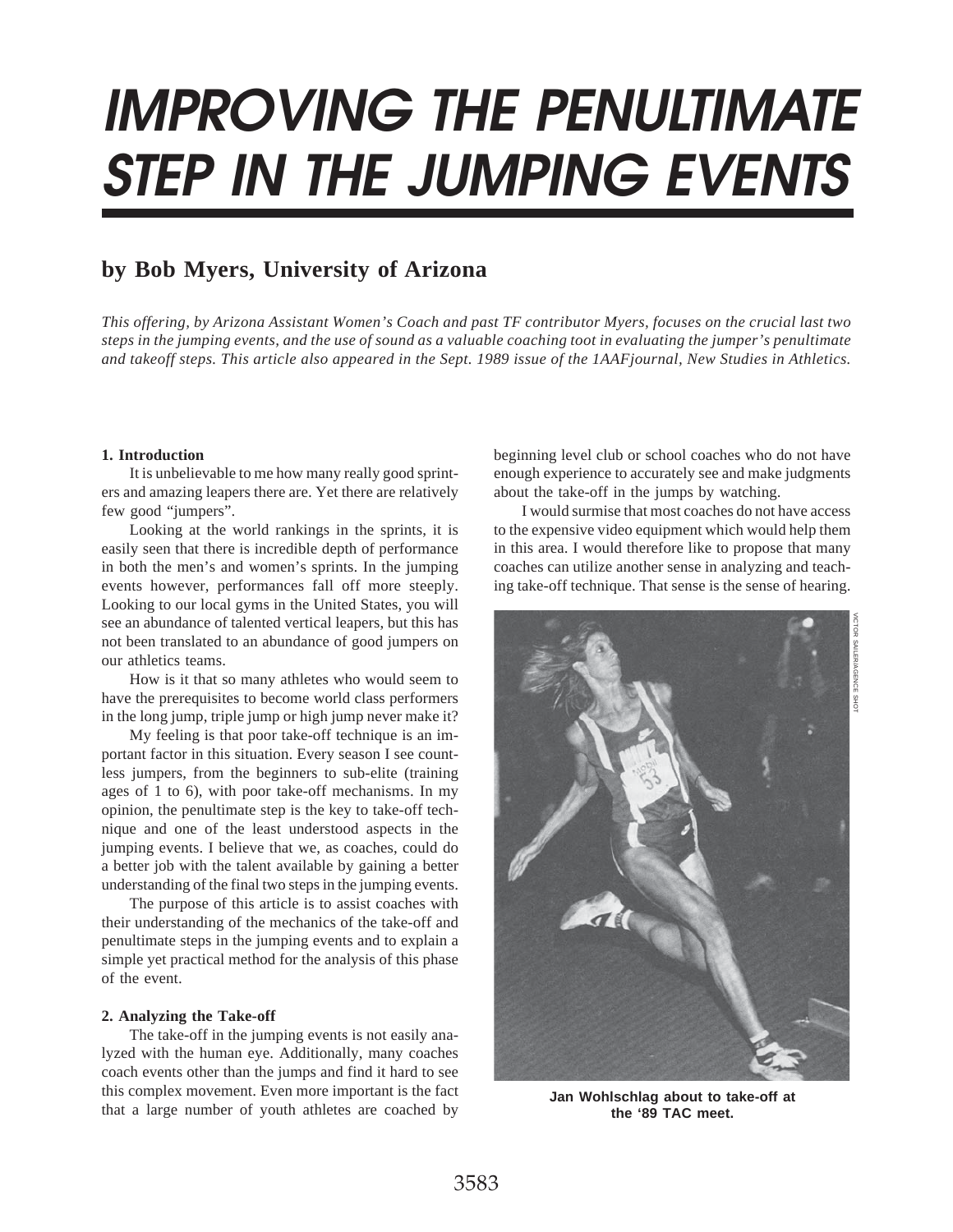# IMPROVING THE PENULTIMATE STEP IN THE JUMPING EVENTS

## by Bob Myers, University of Arizona

*This offering, by Arizona Assistant Women's Coach and past TF contributor Myers, focuses on the crucial last two steps in the jumping events, and the use of sound as a valuable coaching toot in evaluating the jumper's penultimate and takeoff steps. This article also appeared in the Sept. 1989 issue of the 1AAFjournal, New Studies in Athletics.*

**1. Introduction**

It is unbelievable to me how many really good sprinters and amazing leapers there are. Yet there are relatively few good "jumpers".

Looking at the world rankings in the sprints, it is easily seen that there is incredible depth of performance in both the men's and women's sprints. In the jumping events however, performances fall off more steeply. Looking to our local gyms in the United States, you will see an abundance of talented vertical leapers, but this has not been translated to an abundance of good jumpers on our athletics teams.

How is it that so many athletes who would seem to have the prerequisites to become world class performers in the long jump, triple jump or high jump never make it?

My feeling is that poor take-off technique is an important factor in this situation. Every season I see countless jumpers, from the beginners to sub-elite (training ages of 1 to 6), with poor take-off mechanisms. In my opinion, the penultimate step is the key to take-off technique and one of the least understood aspects in the jumping events. I believe that we, as coaches, could do a better job with the talent available by gaining a better understanding of the final two steps in the jumping events.

The purpose of this article is to assist coaches with their understanding of the mechanics of the take-off and penultimate steps in the jumping events and to explain a simple yet practical method for the analysis of this phase of the event.

**2. Analyzing the Take-off**

The take-off in the jumping events is not easily analyzed with the human eye. Additionally, many coaches coach events other than the jumps and find it hard to see this complex movement. Even more important is the fact that a large number of youth athletes are coached by beginning level club or school coaches who do not have enough experience to accurately see and make judgments about the take-off in the jumps by watching.

I would surmise that most coaches do not have access to the expensive video equipment which would help them in this area. I would therefore like to propose that many coaches can utilize another sense in analyzing and teaching take-off technique. That sense is the sense of hearing.

VICTOR SAILER/AGENCE SHOT

**Jan Wohlschlag about to take-off at the '89 TAC meet.**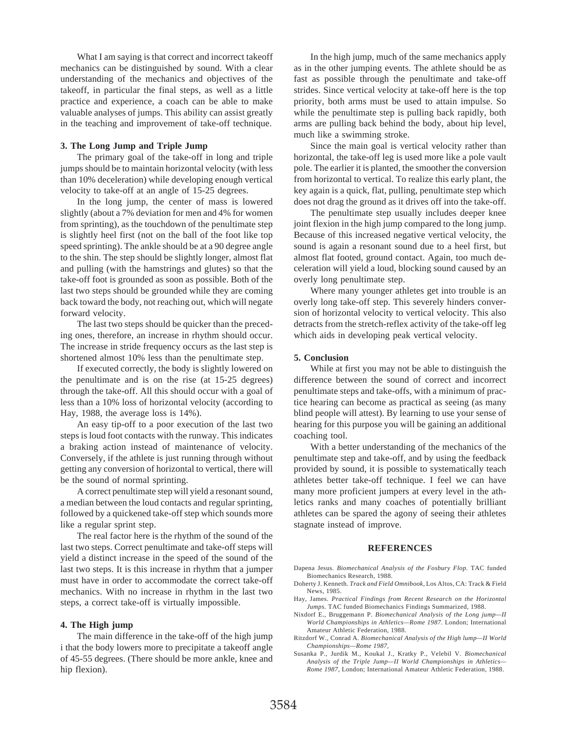What I am saying is that correct and incorrect takeoff mechanics can be distinguished by sound. With a clear understanding of the mechanics and objectives of the takeoff, in particular the final steps, as well as a little practice and experience, a coach can be able to make valuable analyses of jumps. This ability can assist greatly in the teaching and improvement of take-off technique.

## 3. The Long Jump and Triple Jump

The primary goal of the take-off in long and triple jumps should be to maintain horizontal velocity (with less than 10% deceleration) while developing enough vertical velocity to take-off at an angle of 15-25 degrees.

In the long jump, the center of mass is lowered slightly (about a 7% deviation for men and 4% for women from sprinting), as the touchdown of the penultimate step is slightly heel first (not on the ball of the foot like top speed sprinting). The ankle should be at a 90 degree angle to the shin. The step should be slightly longer, almost flat and pulling (with the hamstrings and glutes) so that the take-off foot is grounded as soon as possible. Both of the last two steps should be grounded while they are coming back toward the body, not reaching out, which will negate forward velocity.

The last two steps should be quicker than the preceding ones, therefore, an increase in rhythm should occur. The increase in stride frequency occurs as the last step is shortened almost 10% less than the penultimate step.

If executed correctly, the body is slightly lowered on the penultimate and is on the rise (at 15-25 degrees) through the take-off. All this should occur with a goal of less than a 10% loss of horizontal velocity (according to Hay, 1988, the average loss is 14%).

An easy tip-off to a poor execution of the last two steps is loud foot contacts with the runway. This indicates a braking action instead of maintenance of velocity. Conversely, if the athlete is just running through without getting any conversion of horizontal to vertical, there will be the sound of normal sprinting.

A correct penultimate step will yield a resonant sound, a median between the loud contacts and regular sprinting, followed by a quickened take-off step which sounds more like a regular sprint step.

The real factor here is the rhythm of the sound of the last two steps. Correct penultimate and take-off steps will yield a distinct increase in the speed of the sound of the last two steps. It is this increase in rhythm that a jumper must have in order to accommodate the correct take-off mechanics. With no increase in rhythm in the last two steps, a correct take-off is virtually impossible.

## 4. The High jump

The main difference in the take-off of the high jump i that the body lowers more to precipitate a takeoff angle of 45-55 degrees. (There should be more ankle, knee and hip flexion).

In the high jump, much of the same mechanics apply as in the other jumping events. The athlete should be as fast as possible through the penultimate and take-off strides. Since vertical velocity at take-off here is the top priority, both arms must be used to attain impulse. So while the penultimate step is pulling back rapidly, both arms are pulling back behind the body, about hip level, much like a swimming stroke.

Since the main goal is vertical velocity rather than horizontal, the take-off leg is used more like a pole vault pole. The earlier it is planted, the smoother the conversion from horizontal to vertical. To realize this early plant, the key again is a quick, flat, pulling, penultimate step which does not drag the ground as it drives off into the take-off.

The penultimate step usually includes deeper knee joint flexion in the high jump compared to the long jump. Because of this increased negative vertical velocity, the sound is again a resonant sound due to a heel first, but almost flat footed, ground contact. Again, too much deceleration will yield a loud, blocking sound caused by an overly long penultimate step.

Where many younger athletes get into trouble is an overly long take-off step. This severely hinders conversion of horizontal velocity to vertical velocity. This also detracts from the stretch-reflex activity of the take-off leg which aids in developing peak vertical velocity.

## 5. Conclusion

While at first you may not be able to distinguish the difference between the sound of correct and incorrect penultimate steps and take-offs, with a minimum of practice hearing can become as practical as seeing (as many blind people will attest). By learning to use your sense of hearing for this purpose you will be gaining an additional coaching tool.

With a better understanding of the mechanics of the penultimate step and take-off, and by using the feedback provided by sound, it is possible to systematically teach athletes better take-off technique. I feel we can have many more proficient jumpers at every level in the athletics ranks and many coaches of potentially brilliant athletes can be spared the agony of seeing their athletes stagnate instead of improve.

## REFERENCES

Dapena Jesus. *Biomechanical Analysis of the Fosbury Flop.* TAC funded Biomechanics Research, 1988.

Doherty J. Kenneth. *Track and Field Omnibook,* Los Altos, CA: Track & Field News, 1985.

Hay, James. *Practical Findings from Recent Research on the Horizontal Jumps.* TAC funded Biomechanics Findings Summarized, 1988.

Nixdorf E., Bruggemann P. *Biomechanical Analysis of the Long jump—II World Championships in Athletics—Rome 1987.* London; International Amateur Athletic Federation, 1988.

Ritzdorf W., Conrad A. *Biomechanical Analysis of the High lump—II World Championships—Rome 1987,*

Susanka P., Jurdik M., Koukal J., Kratky P., Velebil V. *Biomechanical Analysis of the Triple Jump—II World Championships in Athletics—Rome 1987,* London; International Amateur Athletic Federation, 1988.